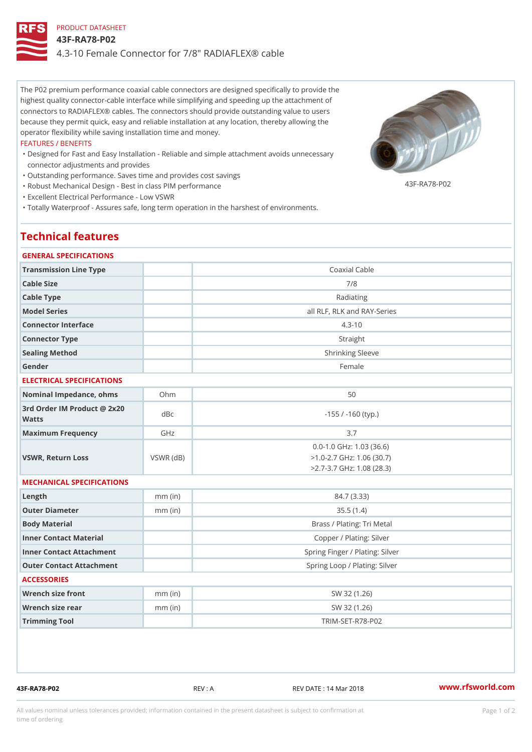PRODUCT DATASHEET

# 43F-RA78-P02

4.3-10 Female Connector for 7/8" RADIAFLEX® cable

The P02 premium performance coaxial cable connectors are designed specifically to provide the highest quality connector-cable interface while simplifying and speeding up the attachment of connectors to RADIAFLEX® cables. The connectors should provide outstanding value to users because they permit quick, easy and reliable installation at any location, thereby allowing the operator flexibility while saving installation time and money.

FEATURES / BENEFITS

- Designed for Fast and Easy Installation - Reliable and simple attachment avoids unnecessary connector adjustments and provides
- Outstanding performance. Saves time and provides cost savings
- Robust Mechanical Design - Best in class PIM performance
- Excellent Electrical Performance - Low VSWR
- Totally Waterproof - Assures safe, long term operation in the harshest of environments.

43F-RA78-P02

## Technical features

### GENERAL SPECIFICATIONS

| | | |
|---|---|---|
| Transmission Line Type | | Coaxial Cable |
| Cable Size | | 7/8 |
| Cable Type | | Radiating |
| Model Series | | all RLF, RLK and RAY-Series |
| Connector Interface | | 4.3-10 |
| Connector Type | | Straight |
| Sealing Method | | Shrinking Sleeve |
| Gender | | Female |

### ELECTRICAL SPECIFICATIONS

| | | |
|---|---|---|
| Nominal Impedance, ohms | Ohm | 50 |
| 3rd Order IM Product @ 2x20 Watts | dBc | -155 / -160 (typ.) |
| Maximum Frequency | GHz | 3.7 |
| VSWR, Return Loss | VSWR (dB) | 0.0-1.0 GHz: 1.03 (36.6)<br>>1.0-2.7 GHz: 1.06 (30.7)<br>>2.7-3.7 GHz: 1.08 (28.3) |

### MECHANICAL SPECIFICATIONS

| | | |
|---|---|---|
| Length | mm (in) | 84.7 (3.33) |
| Outer Diameter | mm (in) | 35.5 (1.4) |
| Body Material | | Brass / Plating: Tri Metal |
| Inner Contact Material | | Copper / Plating: Silver |
| Inner Contact Attachment | | Spring Finger / Plating: Silver |
| Outer Contact Attachment | | Spring Loop / Plating: Silver |

### ACCESSORIES

| | | |
|---|---|---|
| Wrench size front | mm (in) | SW 32 (1.26) |
| Wrench size rear | mm (in) | SW 32 (1.26) |
| Trimming Tool | | TRIM-SET-R78-P02 |

43F-RA78-P02 REV : A REV DATE : 14 Mar 2018 www.rfsworld.com

All values nominal unless tolerances provided; information contained in the present datasheet is subject to confirmation at time of ordering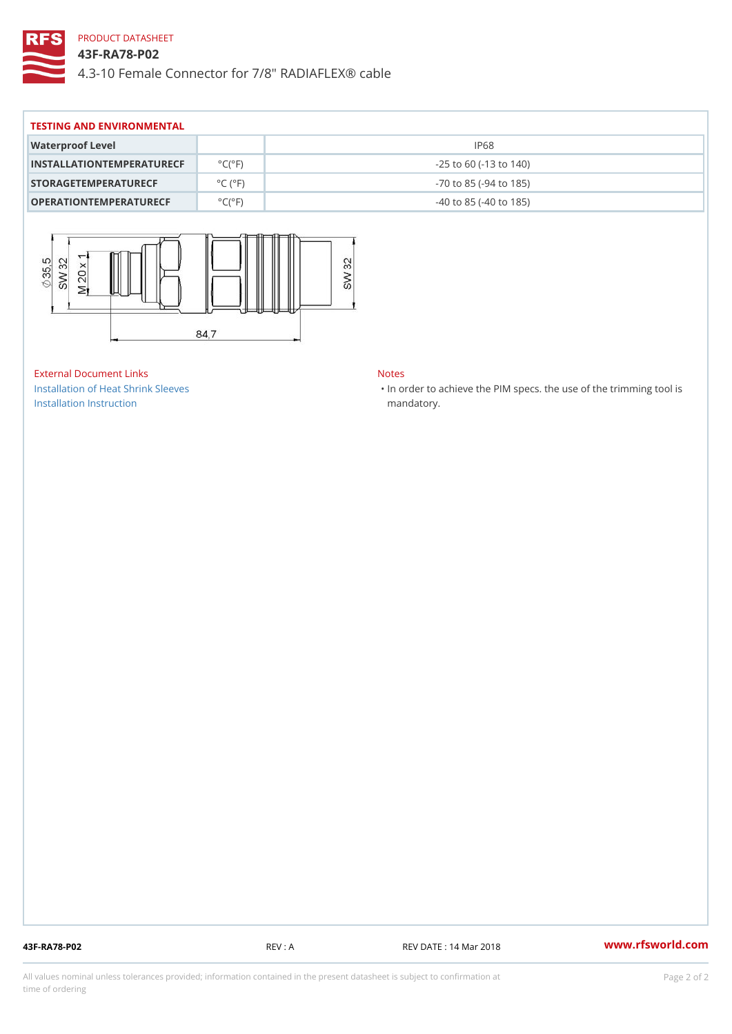PRODUCT DATASHEET

# 43F-RA78-P02

4.3-10 Female Connector for 7/8" RADIAFLEX® cable

## TESTING AND ENVIRONMENTAL

| | | |
|---|---|---|
| Waterproof Level | | IP68 |
| INSTALLATIONTEMPERATURECF | °C(°F) | -25 to 60 (-13 to 140) |
| STORAGETEMPERATURECF | °C (°F) | -70 to 85 (-94 to 185) |
| OPERATIONTEMPERATURECF | °C(°F) | -40 to 85 (-40 to 185) |

⌀35,5
SW 32
M 20 x 1
SW 32
84,7

### External Document Links

Installation of Heat Shrink Sleeves
Installation Instruction

### Notes

- In order to achieve the PIM specs. the use of the trimming tool is mandatory.

43F-RA78-P02 REV : A REV DATE : 14 Mar 2018 www.rfsworld.com

All values nominal unless tolerances provided; information contained in the present datasheet is subject to confirmation at time of ordering